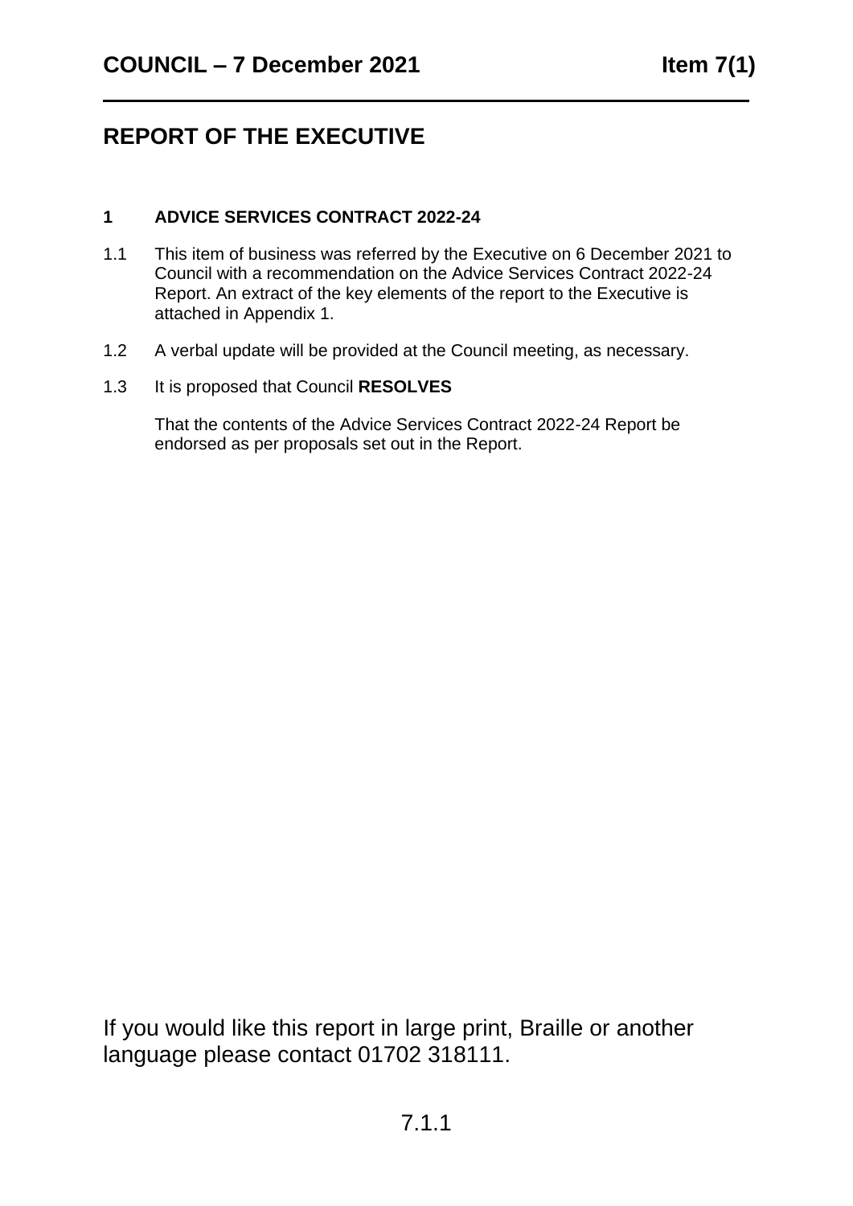# COUNCIL – 7 December 2021

**Item 7(1)**

## REPORT OF THE EXECUTIVE

### 1 ADVICE SERVICES CONTRACT 2022-24

1.1 This item of business was referred by the Executive on 6 December 2021 to Council with a recommendation on the Advice Services Contract 2022-24 Report. An extract of the key elements of the report to the Executive is attached in Appendix 1.

1.2 A verbal update will be provided at the Council meeting, as necessary.

1.3 It is proposed that Council **RESOLVES**

That the contents of the Advice Services Contract 2022-24 Report be endorsed as per proposals set out in the Report.

If you would like this report in large print, Braille or another language please contact 01702 318111.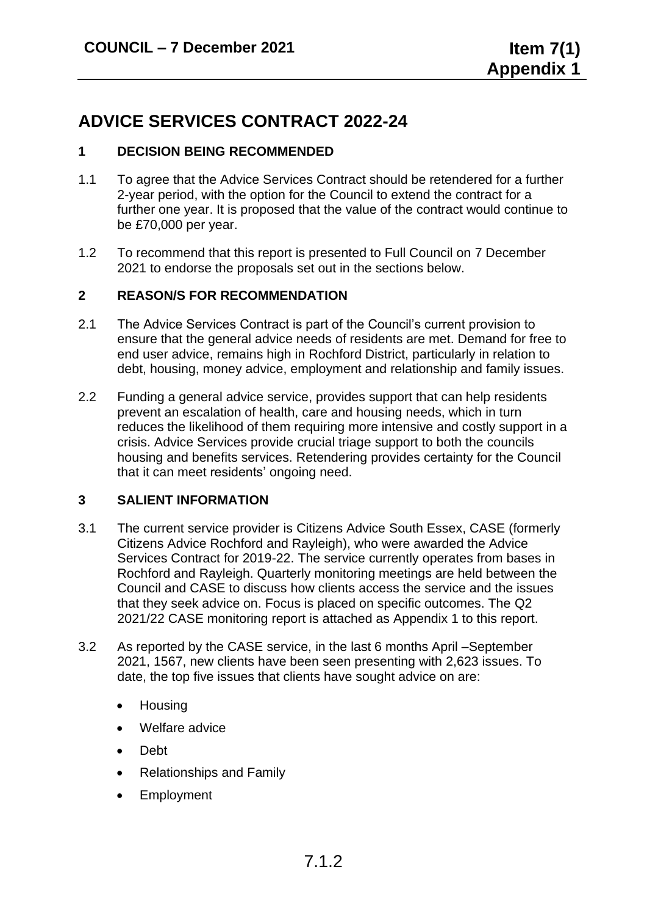# ADVICE SERVICES CONTRACT 2022-24

## 1 DECISION BEING RECOMMENDED

1.1 To agree that the Advice Services Contract should be retendered for a further 2-year period, with the option for the Council to extend the contract for a further one year. It is proposed that the value of the contract would continue to be £70,000 per year.

1.2 To recommend that this report is presented to Full Council on 7 December 2021 to endorse the proposals set out in the sections below.

## 2 REASON/S FOR RECOMMENDATION

2.1 The Advice Services Contract is part of the Council's current provision to ensure that the general advice needs of residents are met. Demand for free to end user advice, remains high in Rochford District, particularly in relation to debt, housing, money advice, employment and relationship and family issues.

2.2 Funding a general advice service, provides support that can help residents prevent an escalation of health, care and housing needs, which in turn reduces the likelihood of them requiring more intensive and costly support in a crisis. Advice Services provide crucial triage support to both the councils housing and benefits services. Retendering provides certainty for the Council that it can meet residents' ongoing need.

## 3 SALIENT INFORMATION

3.1 The current service provider is Citizens Advice South Essex, CASE (formerly Citizens Advice Rochford and Rayleigh), who were awarded the Advice Services Contract for 2019-22. The service currently operates from bases in Rochford and Rayleigh. Quarterly monitoring meetings are held between the Council and CASE to discuss how clients access the service and the issues that they seek advice on. Focus is placed on specific outcomes. The Q2 2021/22 CASE monitoring report is attached as Appendix 1 to this report.

3.2 As reported by the CASE service, in the last 6 months April –September 2021, 1567, new clients have been seen presenting with 2,623 issues. To date, the top five issues that clients have sought advice on are:

- Housing
- Welfare advice
- Debt
- Relationships and Family
- Employment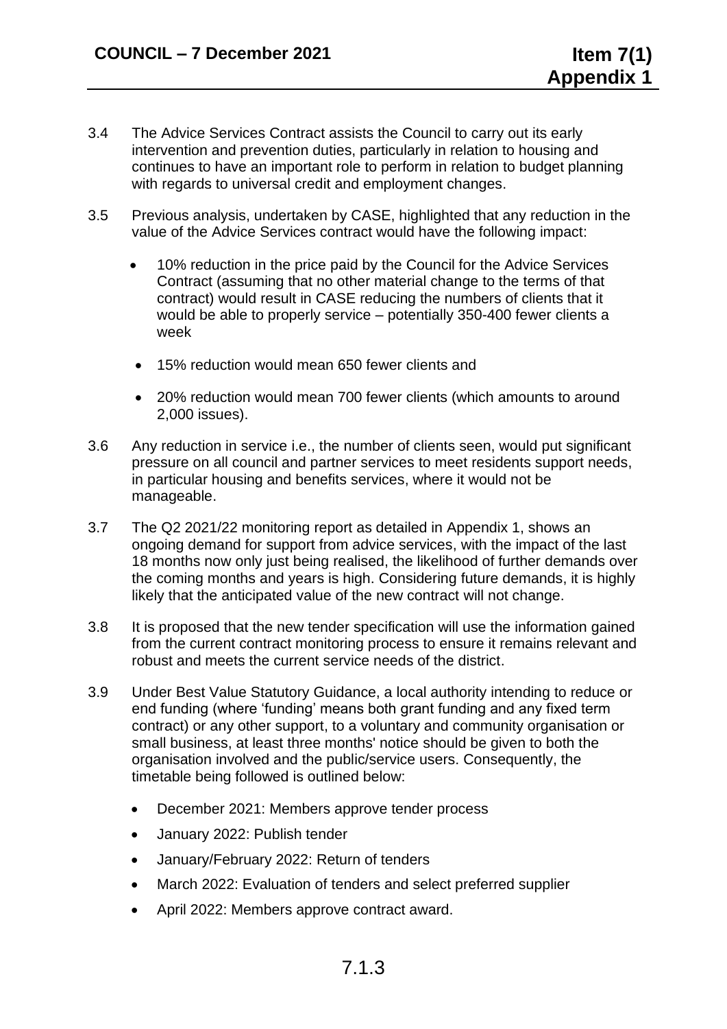3.4 The Advice Services Contract assists the Council to carry out its early intervention and prevention duties, particularly in relation to housing and continues to have an important role to perform in relation to budget planning with regards to universal credit and employment changes.

3.5 Previous analysis, undertaken by CASE, highlighted that any reduction in the value of the Advice Services contract would have the following impact:

- 10% reduction in the price paid by the Council for the Advice Services Contract (assuming that no other material change to the terms of that contract) would result in CASE reducing the numbers of clients that it would be able to properly service – potentially 350-400 fewer clients a week
- 15% reduction would mean 650 fewer clients and
- 20% reduction would mean 700 fewer clients (which amounts to around 2,000 issues).

3.6 Any reduction in service i.e., the number of clients seen, would put significant pressure on all council and partner services to meet residents support needs, in particular housing and benefits services, where it would not be manageable.

3.7 The Q2 2021/22 monitoring report as detailed in Appendix 1, shows an ongoing demand for support from advice services, with the impact of the last 18 months now only just being realised, the likelihood of further demands over the coming months and years is high. Considering future demands, it is highly likely that the anticipated value of the new contract will not change.

3.8 It is proposed that the new tender specification will use the information gained from the current contract monitoring process to ensure it remains relevant and robust and meets the current service needs of the district.

3.9 Under Best Value Statutory Guidance, a local authority intending to reduce or end funding (where 'funding' means both grant funding and any fixed term contract) or any other support, to a voluntary and community organisation or small business, at least three months' notice should be given to both the organisation involved and the public/service users. Consequently, the timetable being followed is outlined below:

- December 2021: Members approve tender process
- January 2022: Publish tender
- January/February 2022: Return of tenders
- March 2022: Evaluation of tenders and select preferred supplier
- April 2022: Members approve contract award.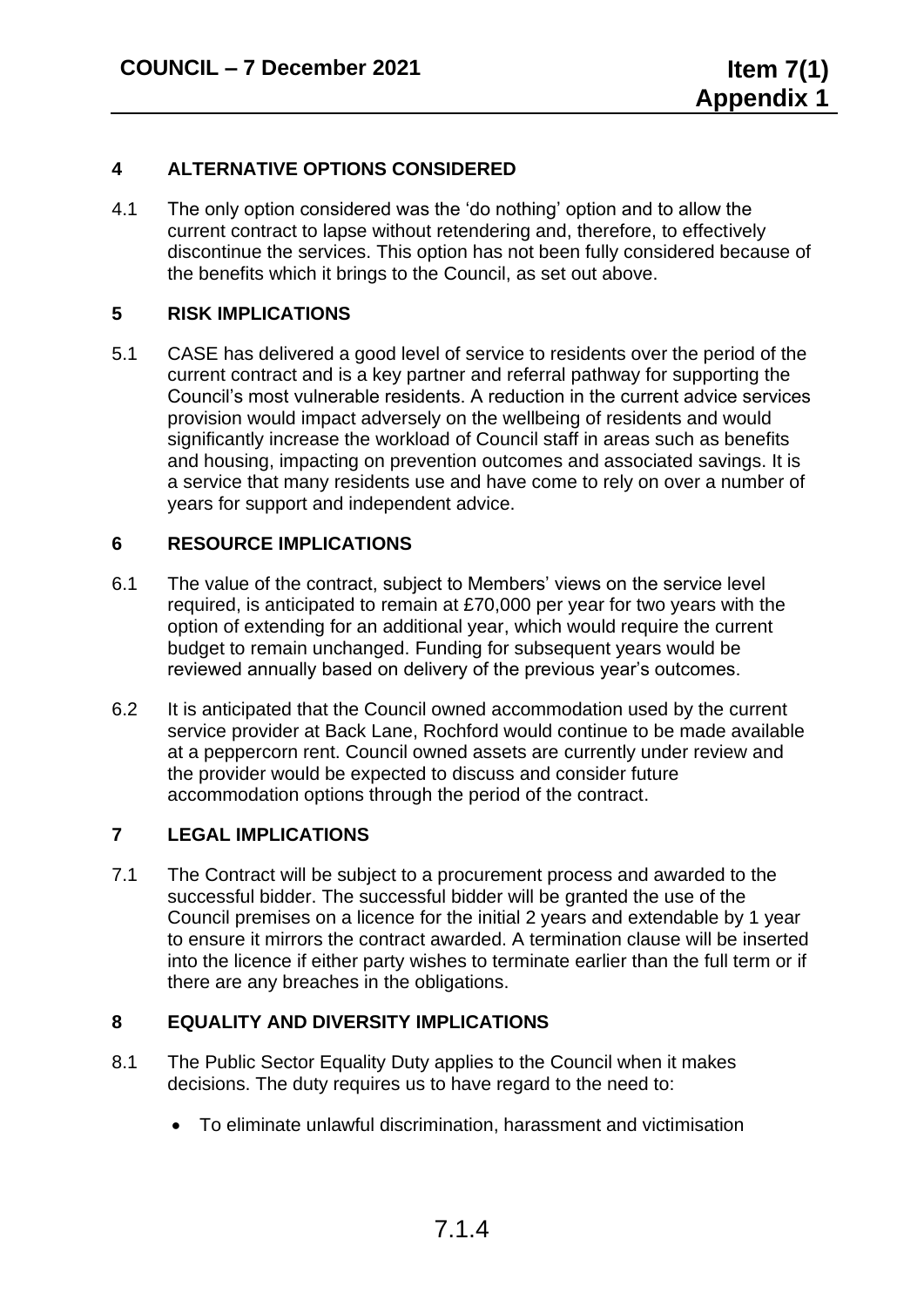## 4 ALTERNATIVE OPTIONS CONSIDERED

4.1 The only option considered was the 'do nothing' option and to allow the current contract to lapse without retendering and, therefore, to effectively discontinue the services. This option has not been fully considered because of the benefits which it brings to the Council, as set out above.

## 5 RISK IMPLICATIONS

5.1 CASE has delivered a good level of service to residents over the period of the current contract and is a key partner and referral pathway for supporting the Council's most vulnerable residents. A reduction in the current advice services provision would impact adversely on the wellbeing of residents and would significantly increase the workload of Council staff in areas such as benefits and housing, impacting on prevention outcomes and associated savings. It is a service that many residents use and have come to rely on over a number of years for support and independent advice.

## 6 RESOURCE IMPLICATIONS

6.1 The value of the contract, subject to Members' views on the service level required, is anticipated to remain at £70,000 per year for two years with the option of extending for an additional year, which would require the current budget to remain unchanged. Funding for subsequent years would be reviewed annually based on delivery of the previous year's outcomes.

6.2 It is anticipated that the Council owned accommodation used by the current service provider at Back Lane, Rochford would continue to be made available at a peppercorn rent. Council owned assets are currently under review and the provider would be expected to discuss and consider future accommodation options through the period of the contract.

## 7 LEGAL IMPLICATIONS

7.1 The Contract will be subject to a procurement process and awarded to the successful bidder. The successful bidder will be granted the use of the Council premises on a licence for the initial 2 years and extendable by 1 year to ensure it mirrors the contract awarded. A termination clause will be inserted into the licence if either party wishes to terminate earlier than the full term or if there are any breaches in the obligations.

## 8 EQUALITY AND DIVERSITY IMPLICATIONS

8.1 The Public Sector Equality Duty applies to the Council when it makes decisions. The duty requires us to have regard to the need to:

- To eliminate unlawful discrimination, harassment and victimisation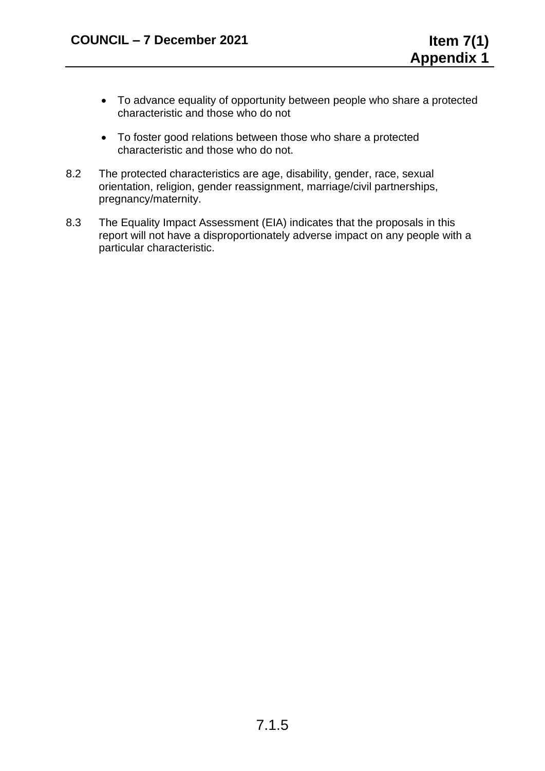- To advance equality of opportunity between people who share a protected characteristic and those who do not

- To foster good relations between those who share a protected characteristic and those who do not.

8.2 The protected characteristics are age, disability, gender, race, sexual orientation, religion, gender reassignment, marriage/civil partnerships, pregnancy/maternity.

8.3 The Equality Impact Assessment (EIA) indicates that the proposals in this report will not have a disproportionately adverse impact on any people with a particular characteristic.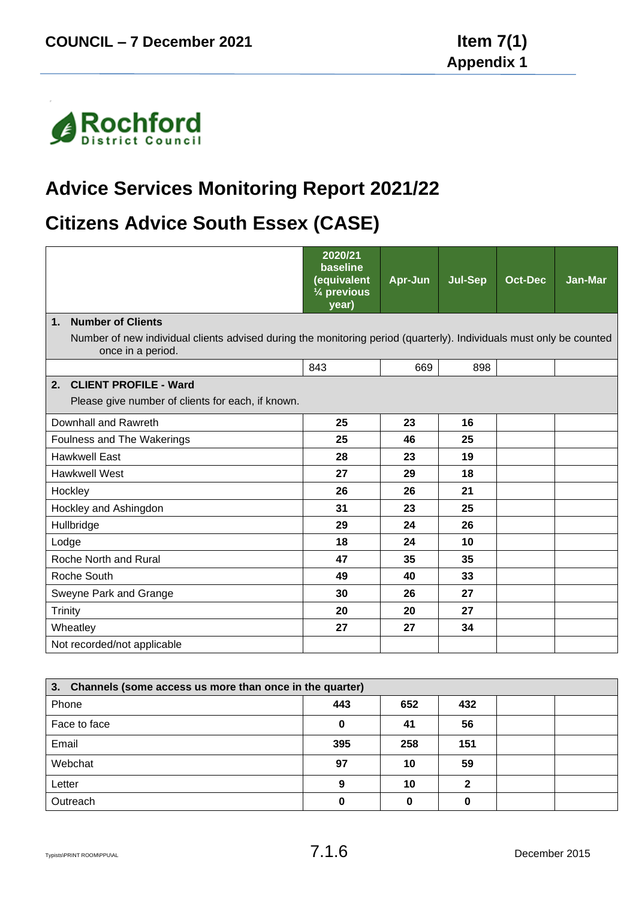COUNCIL – 7 December 2021

Item 7(1)
Appendix 1

Rochford District Council

# Advice Services Monitoring Report 2021/22

# Citizens Advice South Essex (CASE)

| | 2020/21 baseline (equivalent ¼ previous year) | Apr-Jun | Jul-Sep | Oct-Dec | Jan-Mar |
|---|---|---|---|---|---|
| **1. Number of Clients**<br>Number of new individual clients advised during the monitoring period (quarterly). Individuals must only be counted once in a period. | | | | | |
| | 843 | 669 | 898 | | |
| **2. CLIENT PROFILE - Ward**<br>Please give number of clients for each, if known. | | | | | |
| Downhall and Rawreth | **25** | **23** | **16** | | |
| Foulness and The Wakerings | **25** | **46** | **25** | | |
| Hawkwell East | **28** | **23** | **19** | | |
| Hawkwell West | **27** | **29** | **18** | | |
| Hockley | **26** | **26** | **21** | | |
| Hockley and Ashingdon | **31** | **23** | **25** | | |
| Hullbridge | **29** | **24** | **26** | | |
| Lodge | **18** | **24** | **10** | | |
| Roche North and Rural | **47** | **35** | **35** | | |
| Roche South | **49** | **40** | **33** | | |
| Sweyne Park and Grange | **30** | **26** | **27** | | |
| Trinity | **20** | **20** | **27** | | |
| Wheatley | **27** | **27** | **34** | | |
| Not recorded/not applicable | | | | | |

| **3. Channels (some access us more than once in the quarter)** | | | | | |
|---|---|---|---|---|---|
| Phone | **443** | **652** | **432** | | |
| Face to face | **0** | **41** | **56** | | |
| Email | **395** | **258** | **151** | | |
| Webchat | **97** | **10** | **59** | | |
| Letter | **9** | **10** | **2** | | |
| Outreach | **0** | **0** | **0** | | |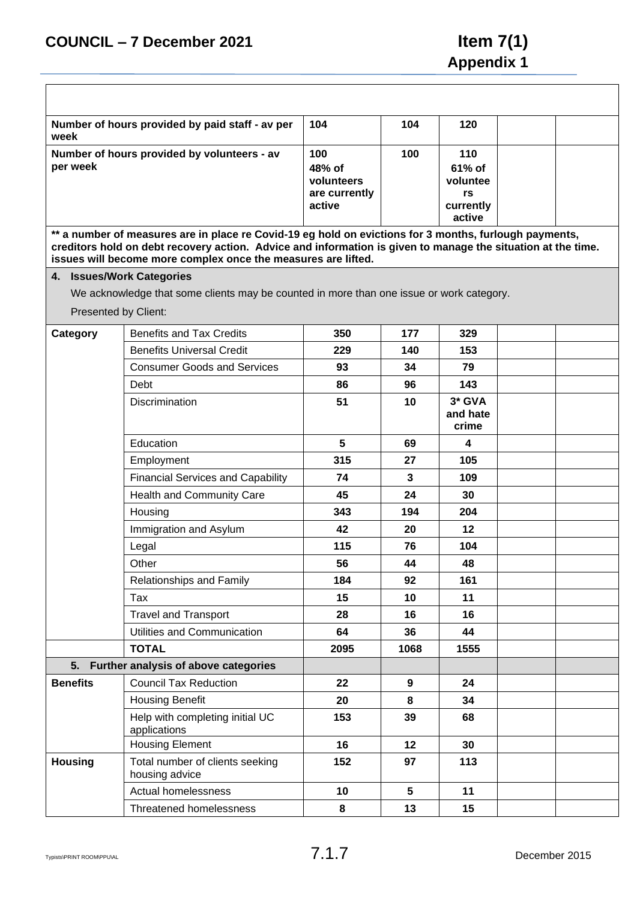| | | | | | | |
|---|---|---|---|---|---|---|
| **Number of hours provided by paid staff - av per week** | | **104** | **104** | **120** | | |
| **Number of hours provided by volunteers - av per week** | | **100 48% of volunteers are currently active** | **100** | **110 61% of volunteers currently active** | | |
| **\*\* a number of measures are in place re Covid-19 eg hold on evictions for 3 months, furlough payments, creditors hold on debt recovery action. Advice and information is given to manage the situation at the time. issues will become more complex once the measures are lifted.** | | | | | | |
| **4. Issues/Work Categories** We acknowledge that some clients may be counted in more than one issue or work category. Presented by Client: | | | | | | |
| **Category** | Benefits and Tax Credits | **350** | **177** | **329** | | |
| | Benefits Universal Credit | **229** | **140** | **153** | | |
| | Consumer Goods and Services | **93** | **34** | **79** | | |
| | Debt | **86** | **96** | **143** | | |
| | Discrimination | **51** | **10** | **3\* GVA and hate crime** | | |
| | Education | **5** | **69** | **4** | | |
| | Employment | **315** | **27** | **105** | | |
| | Financial Services and Capability | **74** | **3** | **109** | | |
| | Health and Community Care | **45** | **24** | **30** | | |
| | Housing | **343** | **194** | **204** | | |
| | Immigration and Asylum | **42** | **20** | **12** | | |
| | Legal | **115** | **76** | **104** | | |
| | Other | **56** | **44** | **48** | | |
| | Relationships and Family | **184** | **92** | **161** | | |
| | Tax | **15** | **10** | **11** | | |
| | Travel and Transport | **28** | **16** | **16** | | |
| | Utilities and Communication | **64** | **36** | **44** | | |
| | **TOTAL** | **2095** | **1068** | **1555** | | |
| **5. Further analysis of above categories** | | | | | | |
| **Benefits** | Council Tax Reduction | **22** | **9** | **24** | | |
| | Housing Benefit | **20** | **8** | **34** | | |
| | Help with completing initial UC applications | **153** | **39** | **68** | | |
| | Housing Element | **16** | **12** | **30** | | |
| **Housing** | Total number of clients seeking housing advice | **152** | **97** | **113** | | |
| | Actual homelessness | **10** | **5** | **11** | | |
| | Threatened homelessness | **8** | **13** | **15** | | |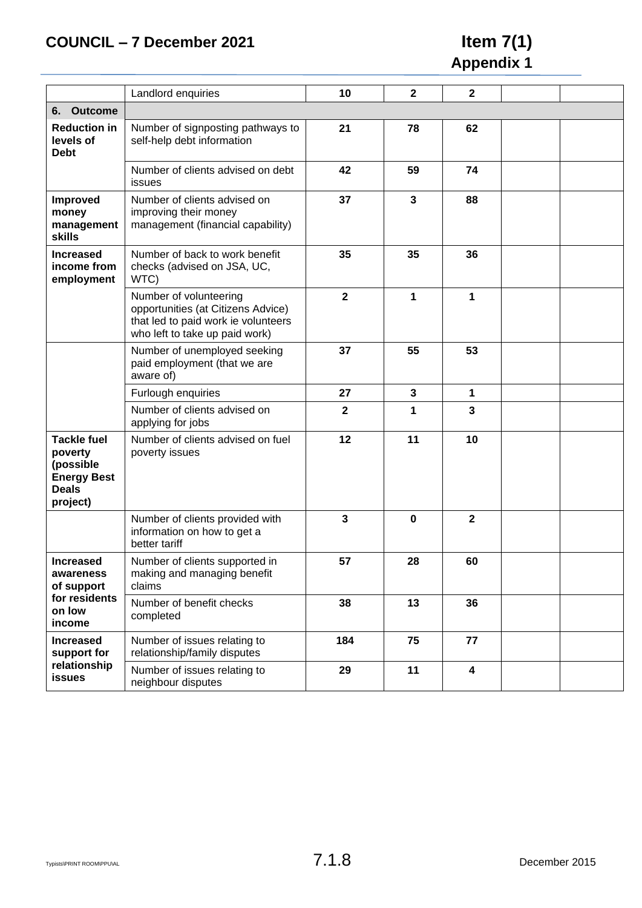|  |  |  |  |  |  |  |
|---|---|---|---|---|---|---|
|  | Landlord enquiries | **10** | **2** | **2** |  |  |
| **6. Outcome** |  |  |  |  |  |  |
| **Reduction in levels of Debt** | Number of signposting pathways to self-help debt information | **21** | **78** | **62** |  |  |
|  | Number of clients advised on debt issues | **42** | **59** | **74** |  |  |
| **Improved money management skills** | Number of clients advised on improving their money management (financial capability) | **37** | **3** | **88** |  |  |
| **Increased income from employment** | Number of back to work benefit checks (advised on JSA, UC, WTC) | **35** | **35** | **36** |  |  |
|  | Number of volunteering opportunities (at Citizens Advice) that led to paid work ie volunteers who left to take up paid work) | **2** | **1** | **1** |  |  |
|  | Number of unemployed seeking paid employment (that we are aware of) | **37** | **55** | **53** |  |  |
|  | Furlough enquiries | **27** | **3** | **1** |  |  |
|  | Number of clients advised on applying for jobs | **2** | **1** | **3** |  |  |
| **Tackle fuel poverty (possible Energy Best Deals project)** | Number of clients advised on fuel poverty issues | **12** | **11** | **10** |  |  |
|  | Number of clients provided with information on how to get a better tariff | **3** | **0** | **2** |  |  |
| **Increased awareness of support for residents on low income** | Number of clients supported in making and managing benefit claims | **57** | **28** | **60** |  |  |
|  | Number of benefit checks completed | **38** | **13** | **36** |  |  |
| **Increased support for relationship issues** | Number of issues relating to relationship/family disputes | **184** | **75** | **77** |  |  |
|  | Number of issues relating to neighbour disputes | **29** | **11** | **4** |  |  |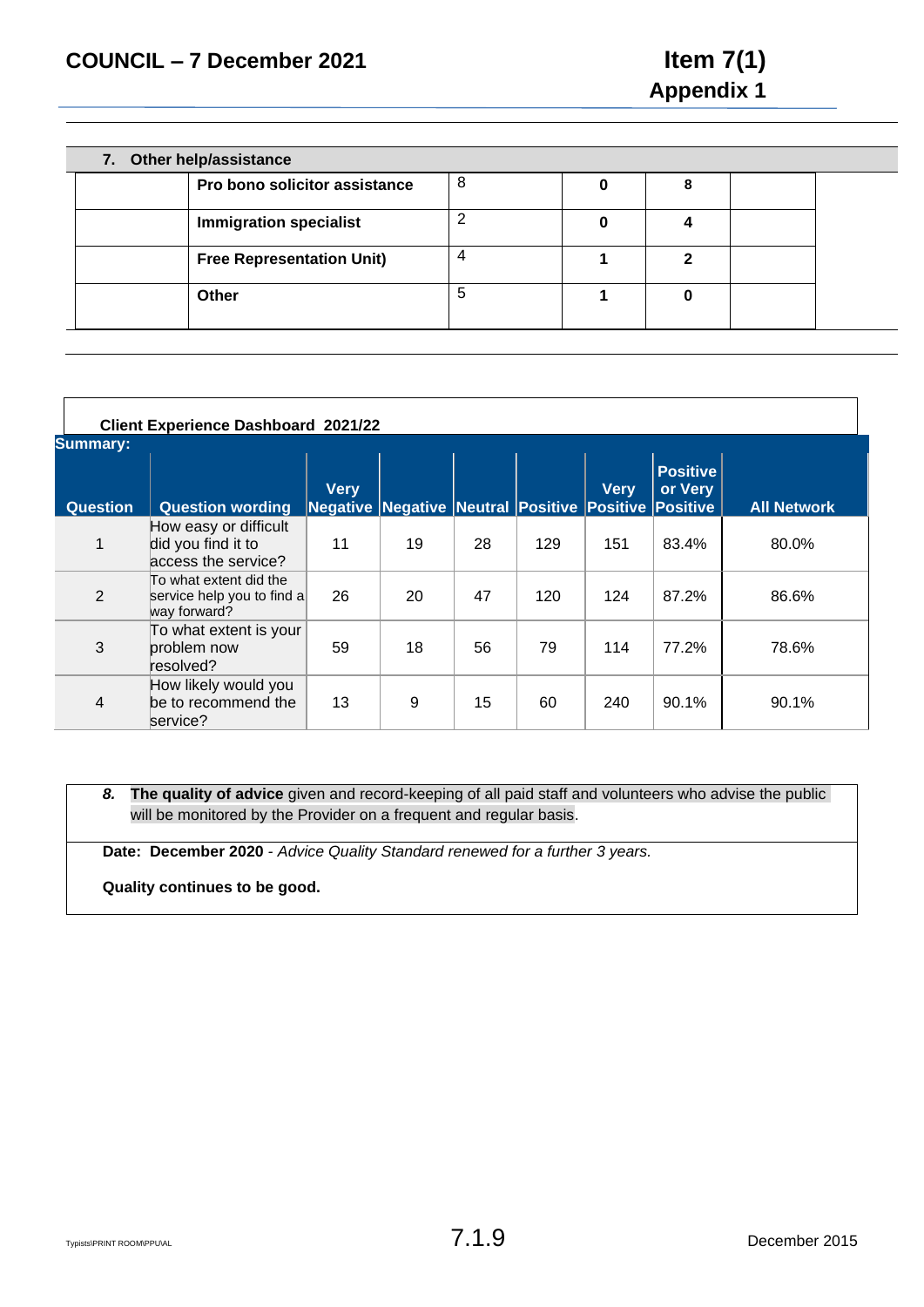## 7. Other help/assistance

| | | | | | |
|---|---|---|---|---|---|
| | **Pro bono solicitor assistance** | 8 | **0** | **8** | |
| | **Immigration specialist** | 2 | **0** | **4** | |
| | **Free Representation Unit)** | 4 | **1** | **2** | |
| | **Other** | 5 | **1** | **0** | |

**Client Experience Dashboard 2021/22**

**Summary:**

| Question | Question wording | Very Negative | Negative | Neutral | Positive | Very Positive | Positive or Very Positive | All Network |
|---|---|---|---|---|---|---|---|---|
| 1 | How easy or difficult did you find it to access the service? | 11 | 19 | 28 | 129 | 151 | 83.4% | 80.0% |
| 2 | To what extent did the service help you to find a way forward? | 26 | 20 | 47 | 120 | 124 | 87.2% | 86.6% |
| 3 | To what extent is your problem now resolved? | 59 | 18 | 56 | 79 | 114 | 77.2% | 78.6% |
| 4 | How likely would you be to recommend the service? | 13 | 9 | 15 | 60 | 240 | 90.1% | 90.1% |

*8.* **The quality of advice** given and record-keeping of all paid staff and volunteers who advise the public will be monitored by the Provider on a frequent and regular basis.

**Date: December 2020** - *Advice Quality Standard renewed for a further 3 years.*

**Quality continues to be good.**